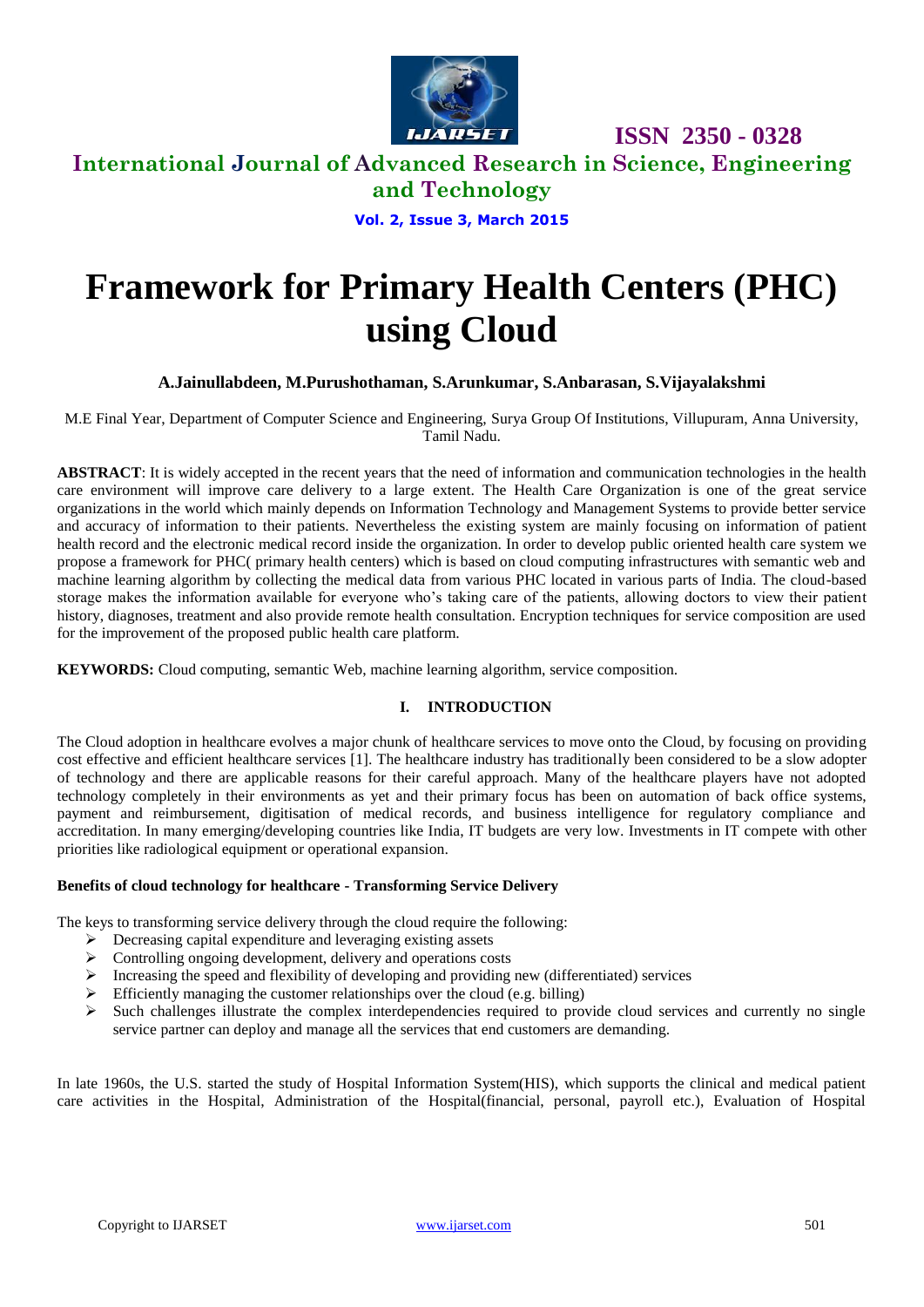# Framework for Primary Health Centers (PHC) using Cloud

**A.Jainullabdeen, M.Purushothaman, S.Arunkumar, S.Anbarasan, S.Vijayalakshmi**

M.E Final Year, Department of Computer Science and Engineering, Surya Group Of Institutions, Villupuram, Anna University, Tamil Nadu.

**ABSTRACT**: It is widely accepted in the recent years that the need of information and communication technologies in the health care environment will improve care delivery to a large extent. The Health Care Organization is one of the great service organizations in the world which mainly depends on Information Technology and Management Systems to provide better service and accuracy of information to their patients. Nevertheless the existing system are mainly focusing on information of patient health record and the electronic medical record inside the organization. In order to develop public oriented health care system we propose a framework for PHC( primary health centers) which is based on cloud computing infrastructures with semantic web and machine learning algorithm by collecting the medical data from various PHC located in various parts of India. The cloud-based storage makes the information available for everyone who's taking care of the patients, allowing doctors to view their patient history, diagnoses, treatment and also provide remote health consultation. Encryption techniques for service composition are used for the improvement of the proposed public health care platform.

**KEYWORDS:** Cloud computing, semantic Web, machine learning algorithm, service composition.

## I. INTRODUCTION

The Cloud adoption in healthcare evolves a major chunk of healthcare services to move onto the Cloud, by focusing on providing cost effective and efficient healthcare services [1]. The healthcare industry has traditionally been considered to be a slow adopter of technology and there are applicable reasons for their careful approach. Many of the healthcare players have not adopted technology completely in their environments as yet and their primary focus has been on automation of back office systems, payment and reimbursement, digitisation of medical records, and business intelligence for regulatory compliance and accreditation. In many emerging/developing countries like India, IT budgets are very low. Investments in IT compete with other priorities like radiological equipment or operational expansion.

**Benefits of cloud technology for healthcare - Transforming Service Delivery**

The keys to transforming service delivery through the cloud require the following:

- Decreasing capital expenditure and leveraging existing assets
- Controlling ongoing development, delivery and operations costs
- Increasing the speed and flexibility of developing and providing new (differentiated) services
- Efficiently managing the customer relationships over the cloud (e.g. billing)
- Such challenges illustrate the complex interdependencies required to provide cloud services and currently no single service partner can deploy and manage all the services that end customers are demanding.

In late 1960s, the U.S. started the study of Hospital Information System(HIS), which supports the clinical and medical patient care activities in the Hospital, Administration of the Hospital(financial, personal, payroll etc.), Evaluation of Hospital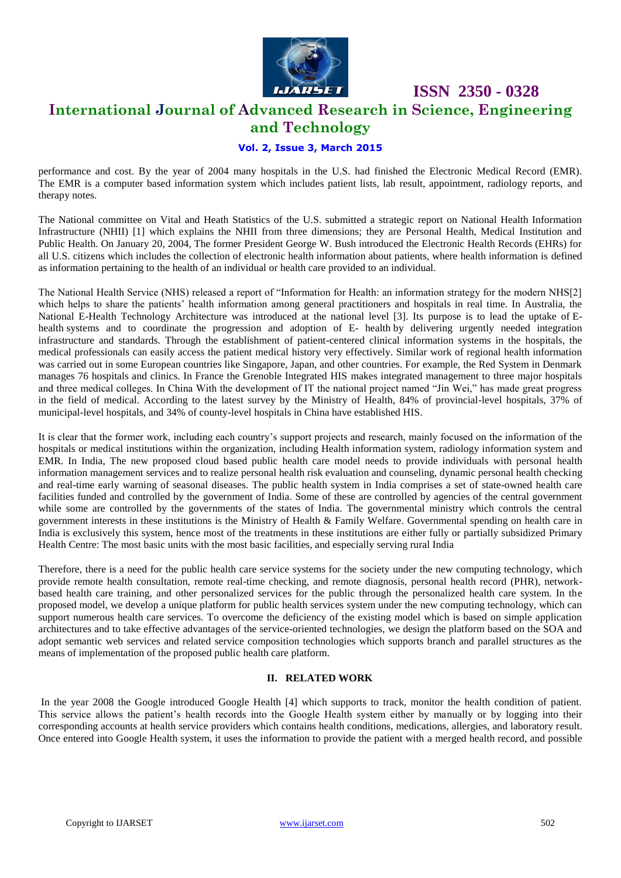performance and cost. By the year of 2004 many hospitals in the U.S. had finished the Electronic Medical Record (EMR). The EMR is a computer based information system which includes patient lists, lab result, appointment, radiology reports, and therapy notes.

The National committee on Vital and Heath Statistics of the U.S. submitted a strategic report on National Health Information Infrastructure (NHII) [1] which explains the NHII from three dimensions; they are Personal Health, Medical Institution and Public Health. On January 20, 2004, The former President George W. Bush introduced the Electronic Health Records (EHRs) for all U.S. citizens which includes the collection of electronic health information about patients, where health information is defined as information pertaining to the health of an individual or health care provided to an individual.

The National Health Service (NHS) released a report of "Information for Health: an information strategy for the modern NHS[2] which helps to share the patients' health information among general practitioners and hospitals in real time. In Australia, the National E-Health Technology Architecture was introduced at the national level [3]. Its purpose is to lead the uptake of E-health systems and to coordinate the progression and adoption of E- health by delivering urgently needed integration infrastructure and standards. Through the establishment of patient-centered clinical information systems in the hospitals, the medical professionals can easily access the patient medical history very effectively. Similar work of regional health information was carried out in some European countries like Singapore, Japan, and other countries. For example, the Red System in Denmark manages 76 hospitals and clinics. In France the Grenoble Integrated HIS makes integrated management to three major hospitals and three medical colleges. In China With the development of IT the national project named "Jin Wei," has made great progress in the field of medical. According to the latest survey by the Ministry of Health, 84% of provincial-level hospitals, 37% of municipal-level hospitals, and 34% of county-level hospitals in China have established HIS.

It is clear that the former work, including each country's support projects and research, mainly focused on the information of the hospitals or medical institutions within the organization, including Health information system, radiology information system and EMR. In India, The new proposed cloud based public health care model needs to provide individuals with personal health information management services and to realize personal health risk evaluation and counseling, dynamic personal health checking and real-time early warning of seasonal diseases. The public health system in India comprises a set of state-owned health care facilities funded and controlled by the government of India. Some of these are controlled by agencies of the central government while some are controlled by the governments of the states of India. The governmental ministry which controls the central government interests in these institutions is the Ministry of Health & Family Welfare. Governmental spending on health care in India is exclusively this system, hence most of the treatments in these institutions are either fully or partially subsidized Primary Health Centre: The most basic units with the most basic facilities, and especially serving rural India

Therefore, there is a need for the public health care service systems for the society under the new computing technology, which provide remote health consultation, remote real-time checking, and remote diagnosis, personal health record (PHR), network-based health care training, and other personalized services for the public through the personalized health care system. In the proposed model, we develop a unique platform for public health services system under the new computing technology, which can support numerous health care services. To overcome the deficiency of the existing model which is based on simple application architectures and to take effective advantages of the service-oriented technologies, we design the platform based on the SOA and adopt semantic web services and related service composition technologies which supports branch and parallel structures as the means of implementation of the proposed public health care platform.

## II. RELATED WORK

In the year 2008 the Google introduced Google Health [4] which supports to track, monitor the health condition of patient. This service allows the patient's health records into the Google Health system either by manually or by logging into their corresponding accounts at health service providers which contains health conditions, medications, allergies, and laboratory result. Once entered into Google Health system, it uses the information to provide the patient with a merged health record, and possible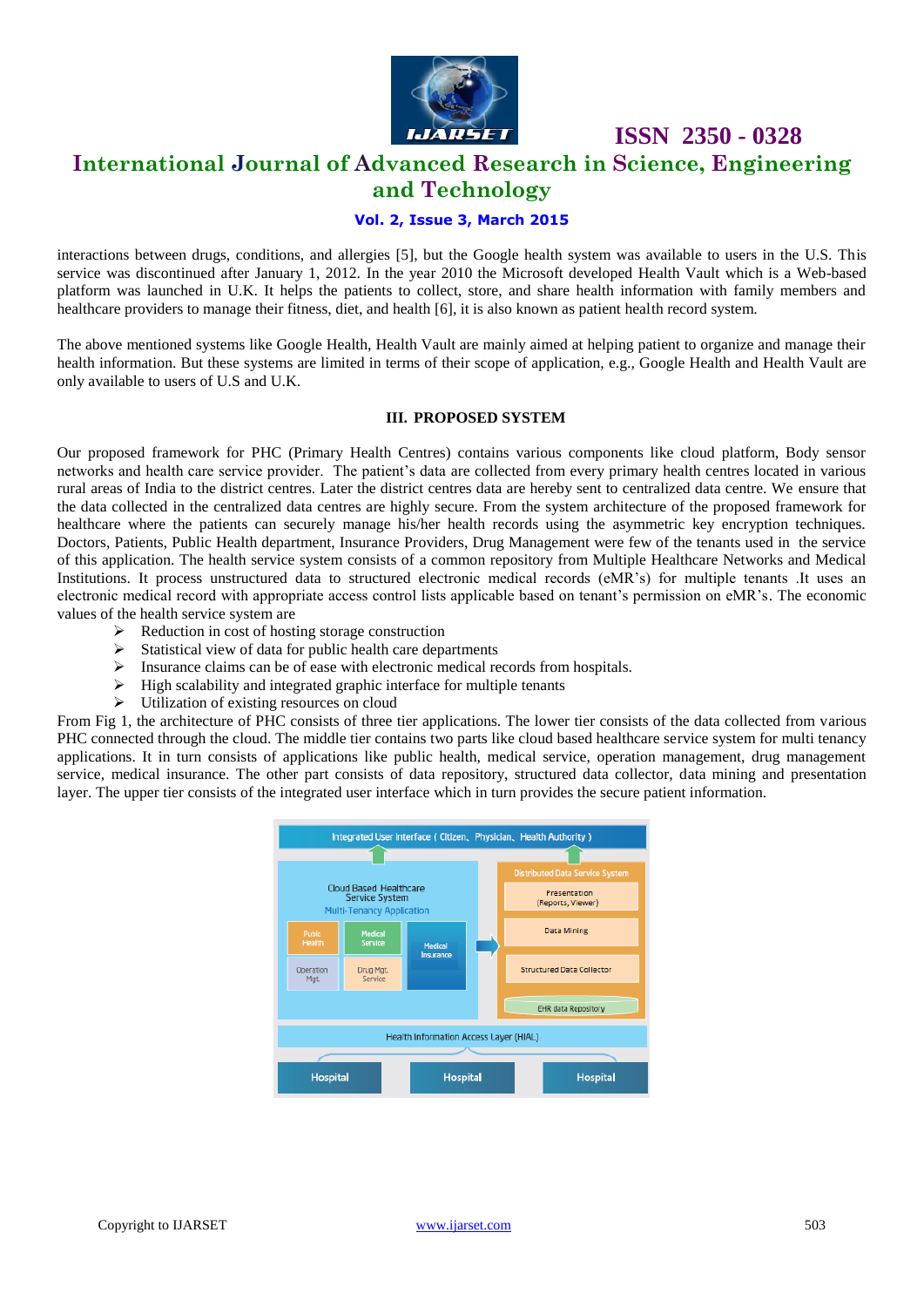interactions between drugs, conditions, and allergies [5], but the Google health system was available to users in the U.S. This service was discontinued after January 1, 2012. In the year 2010 the Microsoft developed Health Vault which is a Web-based platform was launched in U.K. It helps the patients to collect, store, and share health information with family members and healthcare providers to manage their fitness, diet, and health [6], it is also known as patient health record system.

The above mentioned systems like Google Health, Health Vault are mainly aimed at helping patient to organize and manage their health information. But these systems are limited in terms of their scope of application, e.g., Google Health and Health Vault are only available to users of U.S and U.K.

## III. PROPOSED SYSTEM

Our proposed framework for PHC (Primary Health Centres) contains various components like cloud platform, Body sensor networks and health care service provider. The patient's data are collected from every primary health centres located in various rural areas of India to the district centres. Later the district centres data are hereby sent to centralized data centre. We ensure that the data collected in the centralized data centres are highly secure. From the system architecture of the proposed framework for healthcare where the patients can securely manage his/her health records using the asymmetric key encryption techniques. Doctors, Patients, Public Health department, Insurance Providers, Drug Management were few of the tenants used in the service of this application. The health service system consists of a common repository from Multiple Healthcare Networks and Medical Institutions. It process unstructured data to structured electronic medical records (eMR's) for multiple tenants .It uses an electronic medical record with appropriate access control lists applicable based on tenant's permission on eMR's. The economic values of the health service system are

- Reduction in cost of hosting storage construction
- Statistical view of data for public health care departments
- Insurance claims can be of ease with electronic medical records from hospitals.
- High scalability and integrated graphic interface for multiple tenants
- Utilization of existing resources on cloud

From Fig 1, the architecture of PHC consists of three tier applications. The lower tier consists of the data collected from various PHC connected through the cloud. The middle tier contains two parts like cloud based healthcare service system for multi tenancy applications. It in turn consists of applications like public health, medical service, operation management, drug management service, medical insurance. The other part consists of data repository, structured data collector, data mining and presentation layer. The upper tier consists of the integrated user interface which in turn provides the secure patient information.

Integrated User Interface ( Citizen、Physician、Health Authority )

Cloud Based Healthcare Service System
Multi-Tenancy Application

Public Health | Medical Service | Medical Insurance | Operation Mgt. | Drug Mgt. Service

Distributed Data Service System

Presentation (Reports, Viewer)

Data Mining

Structured Data Collector

EHR data Repository

Health Information Access Layer (HIAL)

Hospital | Hospital | Hospital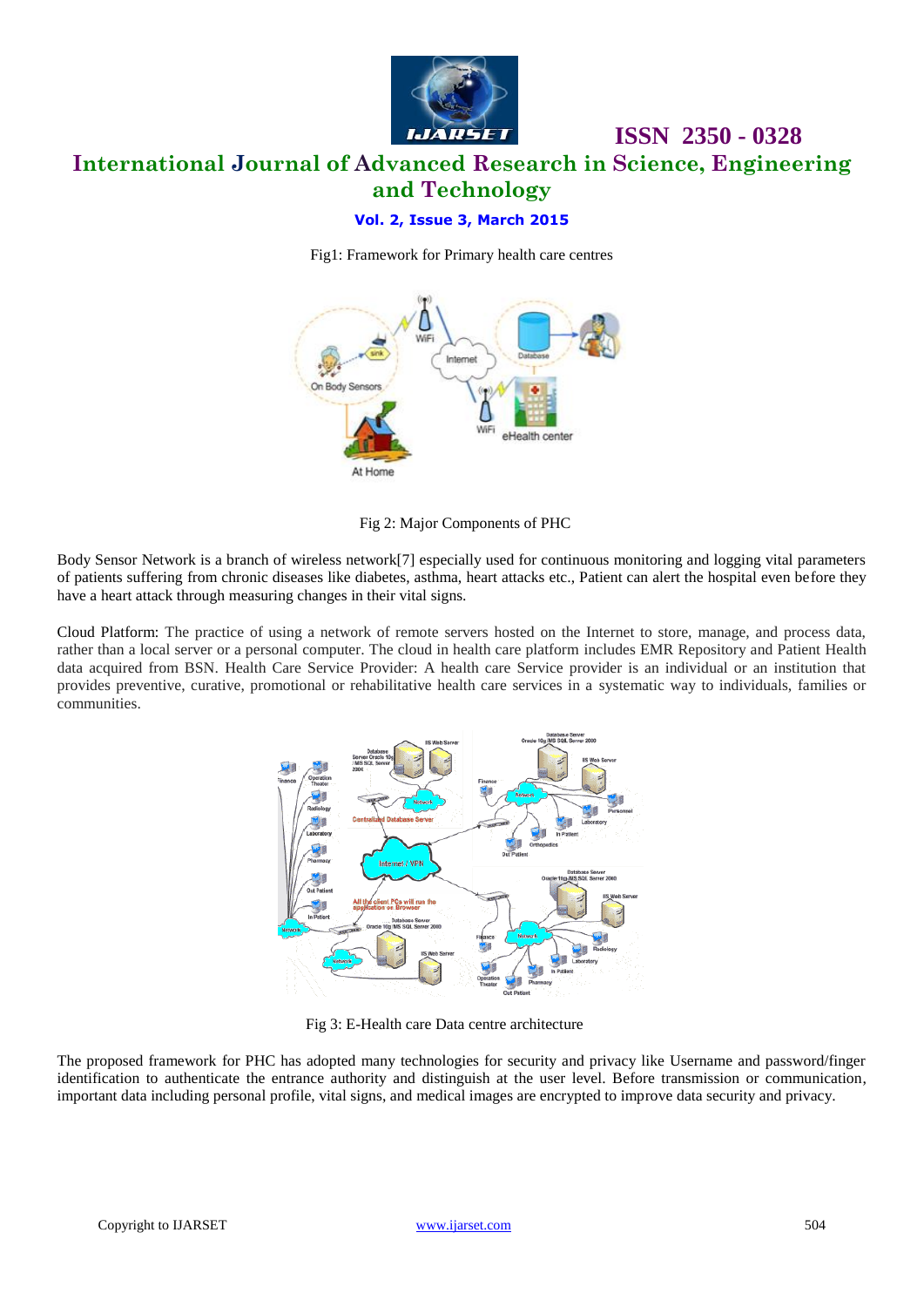Fig1: Framework for Primary health care centres

Fig 2: Major Components of PHC

Body Sensor Network is a branch of wireless network[7] especially used for continuous monitoring and logging vital parameters of patients suffering from chronic diseases like diabetes, asthma, heart attacks etc., Patient can alert the hospital even before they have a heart attack through measuring changes in their vital signs.

Cloud Platform: The practice of using a network of remote servers hosted on the Internet to store, manage, and process data, rather than a local server or a personal computer. The cloud in health care platform includes EMR Repository and Patient Health data acquired from BSN. Health Care Service Provider: A health care Service provider is an individual or an institution that provides preventive, curative, promotional or rehabilitative health care services in a systematic way to individuals, families or communities.

Fig 3: E-Health care Data centre architecture

The proposed framework for PHC has adopted many technologies for security and privacy like Username and password/finger identification to authenticate the entrance authority and distinguish at the user level. Before transmission or communication, important data including personal profile, vital signs, and medical images are encrypted to improve data security and privacy.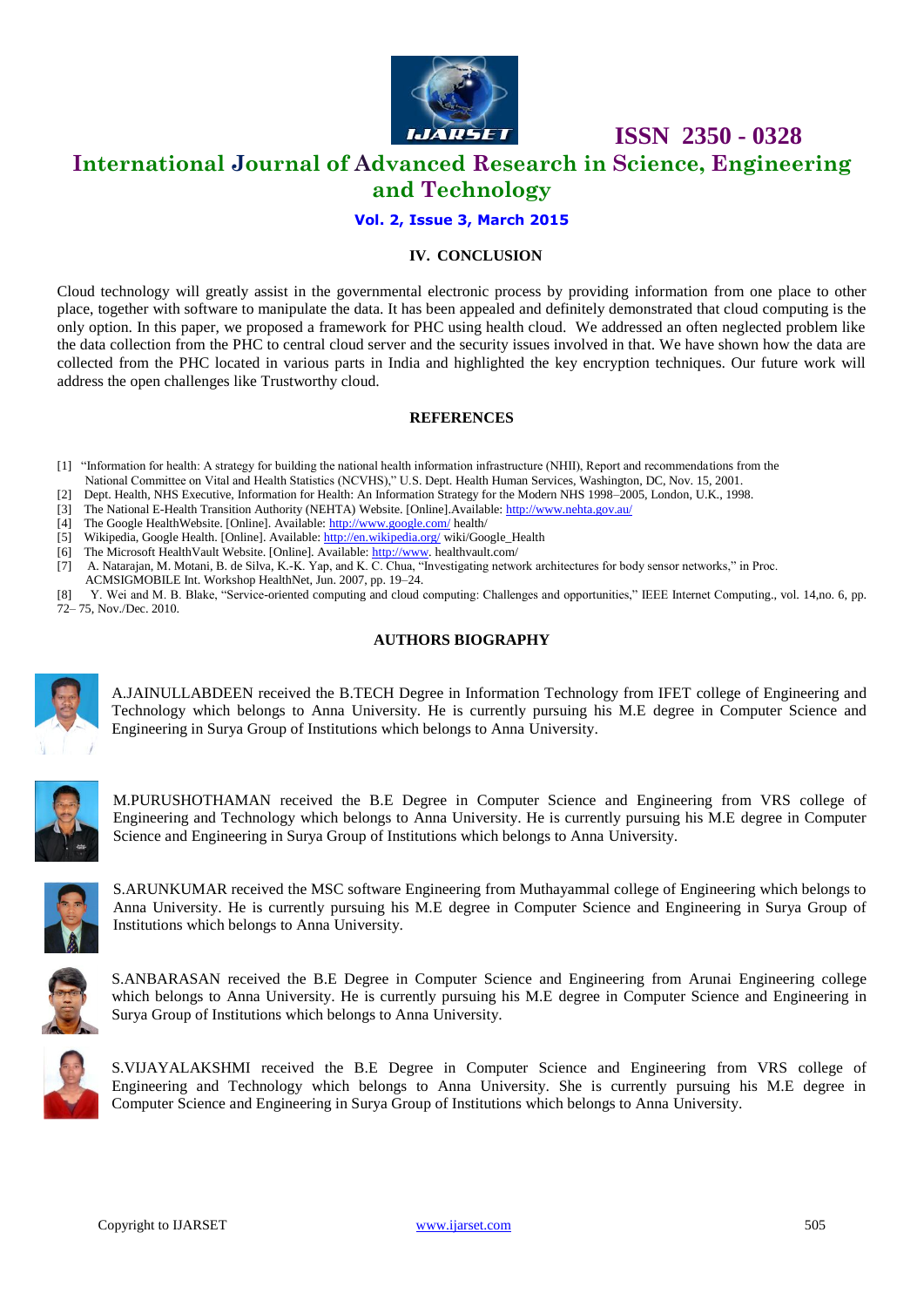## IV. CONCLUSION

Cloud technology will greatly assist in the governmental electronic process by providing information from one place to other place, together with software to manipulate the data. It has been appealed and definitely demonstrated that cloud computing is the only option. In this paper, we proposed a framework for PHC using health cloud. We addressed an often neglected problem like the data collection from the PHC to central cloud server and the security issues involved in that. We have shown how the data are collected from the PHC located in various parts in India and highlighted the key encryption techniques. Our future work will address the open challenges like Trustworthy cloud.

## REFERENCES

[1] "Information for health: A strategy for building the national health information infrastructure (NHII), Report and recommendations from the National Committee on Vital and Health Statistics (NCVHS)," U.S. Dept. Health Human Services, Washington, DC, Nov. 15, 2001.

[2] Dept. Health, NHS Executive, Information for Health: An Information Strategy for the Modern NHS 1998–2005, London, U.K., 1998.

[3] The National E-Health Transition Authority (NEHTA) Website. [Online].Available: http://www.nehta.gov.au/

[4] The Google HealthWebsite. [Online]. Available: http://www.google.com/ health/

[5] Wikipedia, Google Health. [Online]. Available: http://en.wikipedia.org/ wiki/Google_Health

[6] The Microsoft HealthVault Website. [Online]. Available: http://www. healthvault.com/

[7] A. Natarajan, M. Motani, B. de Silva, K.-K. Yap, and K. C. Chua, "Investigating network architectures for body sensor networks," in Proc. ACMSIGMOBILE Int. Workshop HealthNet, Jun. 2007, pp. 19–24.

[8] Y. Wei and M. B. Blake, "Service-oriented computing and cloud computing: Challenges and opportunities," IEEE Internet Computing., vol. 14,no. 6, pp. 72– 75, Nov./Dec. 2010.

## AUTHORS BIOGRAPHY

A.JAINULLABDEEN received the B.TECH Degree in Information Technology from IFET college of Engineering and Technology which belongs to Anna University. He is currently pursuing his M.E degree in Computer Science and Engineering in Surya Group of Institutions which belongs to Anna University.

M.PURUSHOTHAMAN received the B.E Degree in Computer Science and Engineering from VRS college of Engineering and Technology which belongs to Anna University. He is currently pursuing his M.E degree in Computer Science and Engineering in Surya Group of Institutions which belongs to Anna University.

S.ARUNKUMAR received the MSC software Engineering from Muthayammal college of Engineering which belongs to Anna University. He is currently pursuing his M.E degree in Computer Science and Engineering in Surya Group of Institutions which belongs to Anna University.

S.ANBARASAN received the B.E Degree in Computer Science and Engineering from Arunai Engineering college which belongs to Anna University. He is currently pursuing his M.E degree in Computer Science and Engineering in Surya Group of Institutions which belongs to Anna University.

S.VIJAYALAKSHMI received the B.E Degree in Computer Science and Engineering from VRS college of Engineering and Technology which belongs to Anna University. She is currently pursuing his M.E degree in Computer Science and Engineering in Surya Group of Institutions which belongs to Anna University.